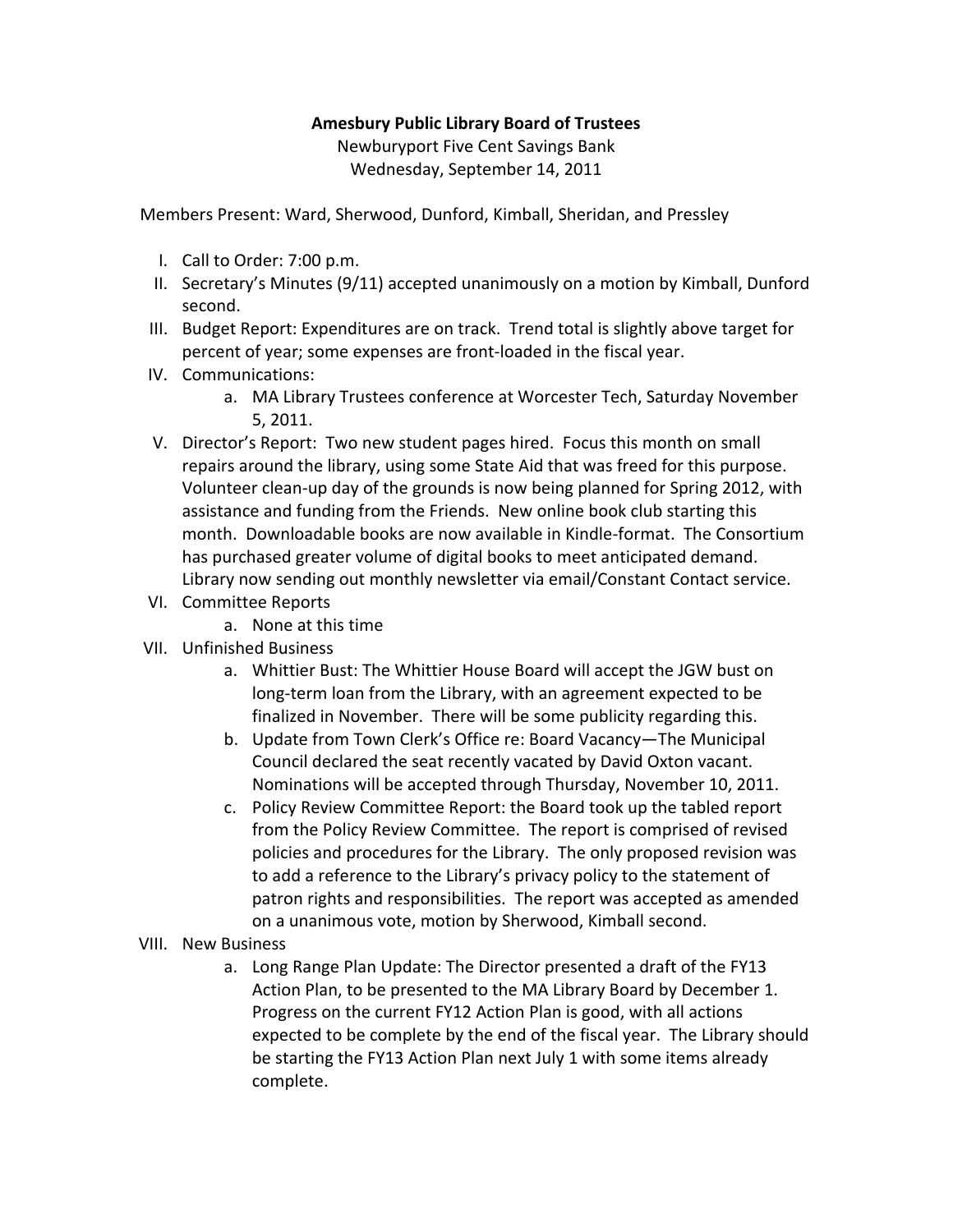**Amesbury Public Library Board of Trustees**

Newburyport Five Cent Savings Bank

Wednesday, September 14, 2011

Members Present: Ward, Sherwood, Dunford, Kimball, Sheridan, and Pressley

I. Call to Order: 7:00 p.m.

II. Secretary's Minutes (9/11) accepted unanimously on a motion by Kimball, Dunford second.

III. Budget Report: Expenditures are on track. Trend total is slightly above target for percent of year; some expenses are front-loaded in the fiscal year.

IV. Communications:
   a. MA Library Trustees conference at Worcester Tech, Saturday November 5, 2011.

V. Director's Report: Two new student pages hired. Focus this month on small repairs around the library, using some State Aid that was freed for this purpose. Volunteer clean-up day of the grounds is now being planned for Spring 2012, with assistance and funding from the Friends. New online book club starting this month. Downloadable books are now available in Kindle-format. The Consortium has purchased greater volume of digital books to meet anticipated demand. Library now sending out monthly newsletter via email/Constant Contact service.

VI. Committee Reports
   a. None at this time

VII. Unfinished Business
   a. Whittier Bust: The Whittier House Board will accept the JGW bust on long-term loan from the Library, with an agreement expected to be finalized in November. There will be some publicity regarding this.
   b. Update from Town Clerk's Office re: Board Vacancy—The Municipal Council declared the seat recently vacated by David Oxton vacant. Nominations will be accepted through Thursday, November 10, 2011.
   c. Policy Review Committee Report: the Board took up the tabled report from the Policy Review Committee. The report is comprised of revised policies and procedures for the Library. The only proposed revision was to add a reference to the Library's privacy policy to the statement of patron rights and responsibilities. The report was accepted as amended on a unanimous vote, motion by Sherwood, Kimball second.

VIII. New Business
   a. Long Range Plan Update: The Director presented a draft of the FY13 Action Plan, to be presented to the MA Library Board by December 1. Progress on the current FY12 Action Plan is good, with all actions expected to be complete by the end of the fiscal year. The Library should be starting the FY13 Action Plan next July 1 with some items already complete.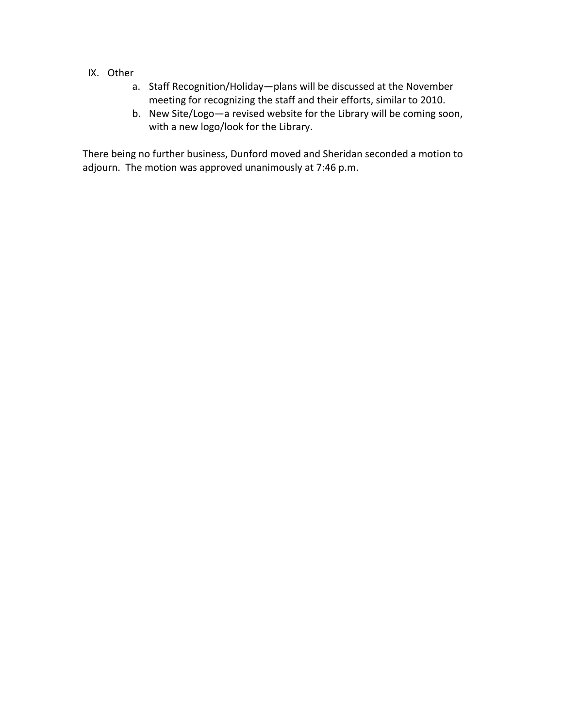IX. Other

   a. Staff Recognition/Holiday—plans will be discussed at the November meeting for recognizing the staff and their efforts, similar to 2010.
   b. New Site/Logo—a revised website for the Library will be coming soon, with a new logo/look for the Library.

There being no further business, Dunford moved and Sheridan seconded a motion to adjourn. The motion was approved unanimously at 7:46 p.m.